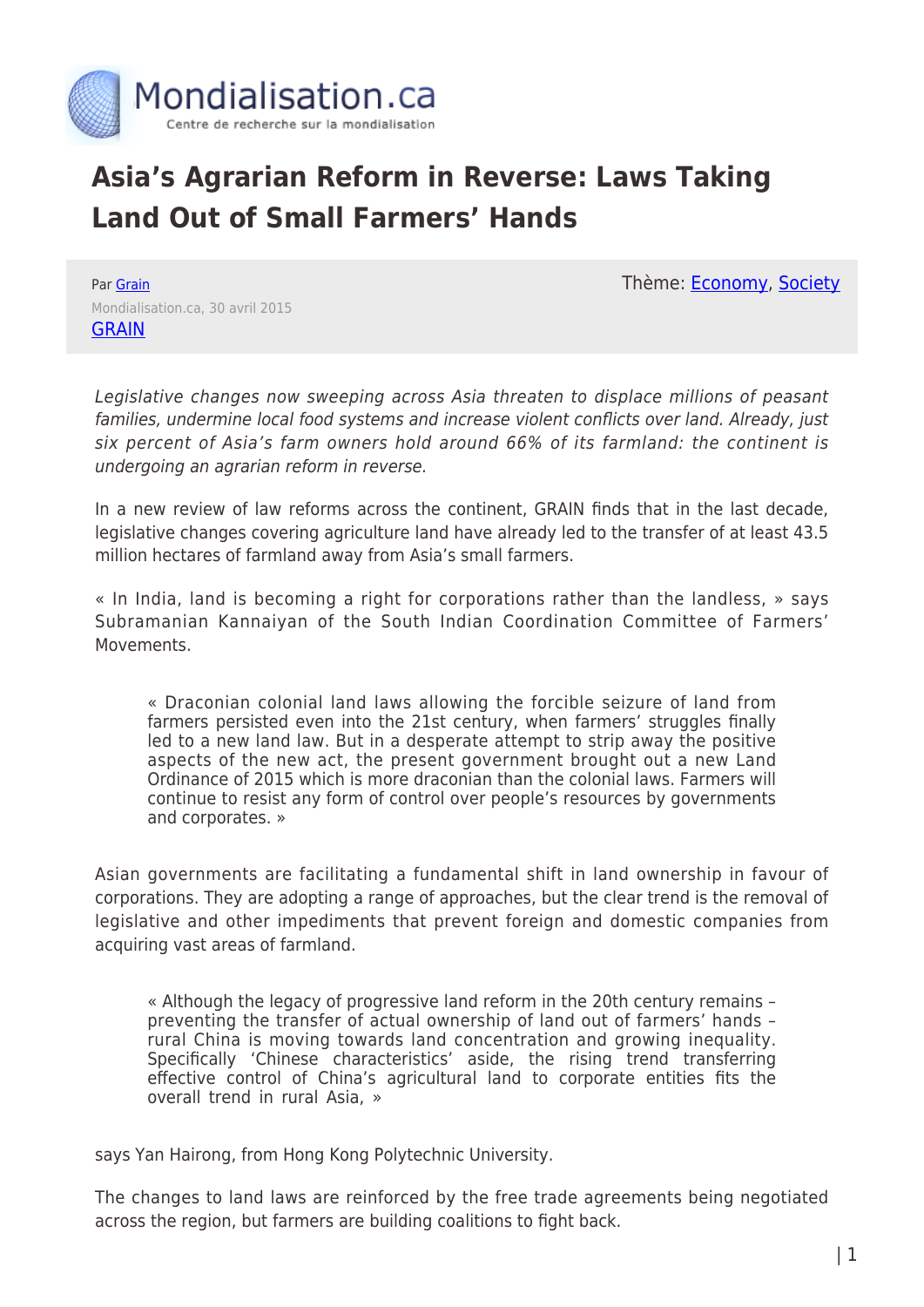# Asia's Agrarian Reform in Reverse: Laws Taking Land Out of Small Farmers' Hands

Par Grain

Mondialisation.ca, 30 avril 2015

GRAIN

Thème: Economy, Society

*Legislative changes now sweeping across Asia threaten to displace millions of peasant families, undermine local food systems and increase violent conflicts over land. Already, just six percent of Asia's farm owners hold around 66% of its farmland: the continent is undergoing an agrarian reform in reverse.*

In a new review of law reforms across the continent, GRAIN finds that in the last decade, legislative changes covering agriculture land have already led to the transfer of at least 43.5 million hectares of farmland away from Asia's small farmers.

« In India, land is becoming a right for corporations rather than the landless, » says Subramanian Kannaiyan of the South Indian Coordination Committee of Farmers' Movements.

> « Draconian colonial land laws allowing the forcible seizure of land from farmers persisted even into the 21st century, when farmers' struggles finally led to a new land law. But in a desperate attempt to strip away the positive aspects of the new act, the present government brought out a new Land Ordinance of 2015 which is more draconian than the colonial laws. Farmers will continue to resist any form of control over people's resources by governments and corporates. »

Asian governments are facilitating a fundamental shift in land ownership in favour of corporations. They are adopting a range of approaches, but the clear trend is the removal of legislative and other impediments that prevent foreign and domestic companies from acquiring vast areas of farmland.

> « Although the legacy of progressive land reform in the 20th century remains – preventing the transfer of actual ownership of land out of farmers' hands – rural China is moving towards land concentration and growing inequality. Specifically 'Chinese characteristics' aside, the rising trend transferring effective control of China's agricultural land to corporate entities fits the overall trend in rural Asia, »

says Yan Hairong, from Hong Kong Polytechnic University.

The changes to land laws are reinforced by the free trade agreements being negotiated across the region, but farmers are building coalitions to fight back.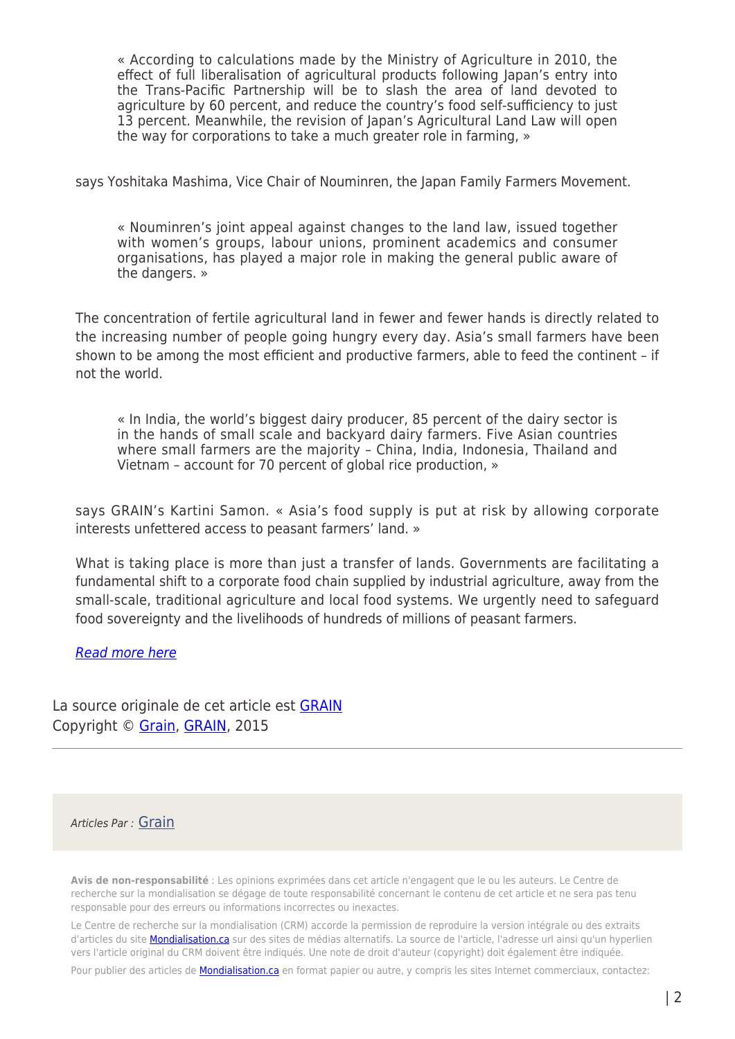> « According to calculations made by the Ministry of Agriculture in 2010, the effect of full liberalisation of agricultural products following Japan's entry into the Trans-Pacific Partnership will be to slash the area of land devoted to agriculture by 60 percent, and reduce the country's food self-sufficiency to just 13 percent. Meanwhile, the revision of Japan's Agricultural Land Law will open the way for corporations to take a much greater role in farming, »

says Yoshitaka Mashima, Vice Chair of Nouminren, the Japan Family Farmers Movement.

> « Nouminren's joint appeal against changes to the land law, issued together with women's groups, labour unions, prominent academics and consumer organisations, has played a major role in making the general public aware of the dangers. »

The concentration of fertile agricultural land in fewer and fewer hands is directly related to the increasing number of people going hungry every day. Asia's small farmers have been shown to be among the most efficient and productive farmers, able to feed the continent – if not the world.

> « In India, the world's biggest dairy producer, 85 percent of the dairy sector is in the hands of small scale and backyard dairy farmers. Five Asian countries where small farmers are the majority – China, India, Indonesia, Thailand and Vietnam – account for 70 percent of global rice production, »

says GRAIN's Kartini Samon. « Asia's food supply is put at risk by allowing corporate interests unfettered access to peasant farmers' land. »

What is taking place is more than just a transfer of lands. Governments are facilitating a fundamental shift to a corporate food chain supplied by industrial agriculture, away from the small-scale, traditional agriculture and local food systems. We urgently need to safeguard food sovereignty and the livelihoods of hundreds of millions of peasant farmers.

*Read more here*

La source originale de cet article est GRAIN
Copyright © Grain, GRAIN, 2015

---

*Articles Par :* Grain

**Avis de non-responsabilité** : Les opinions exprimées dans cet article n'engagent que le ou les auteurs. Le Centre de recherche sur la mondialisation se dégage de toute responsabilité concernant le contenu de cet article et ne sera pas tenu responsable pour des erreurs ou informations incorrectes ou inexactes.

Le Centre de recherche sur la mondialisation (CRM) accorde la permission de reproduire la version intégrale ou des extraits d'articles du site Mondialisation.ca sur des sites de médias alternatifs. La source de l'article, l'adresse url ainsi qu'un hyperlien vers l'article original du CRM doivent être indiqués. Une note de droit d'auteur (copyright) doit également être indiquée.

Pour publier des articles de Mondialisation.ca en format papier ou autre, y compris les sites Internet commerciaux, contactez: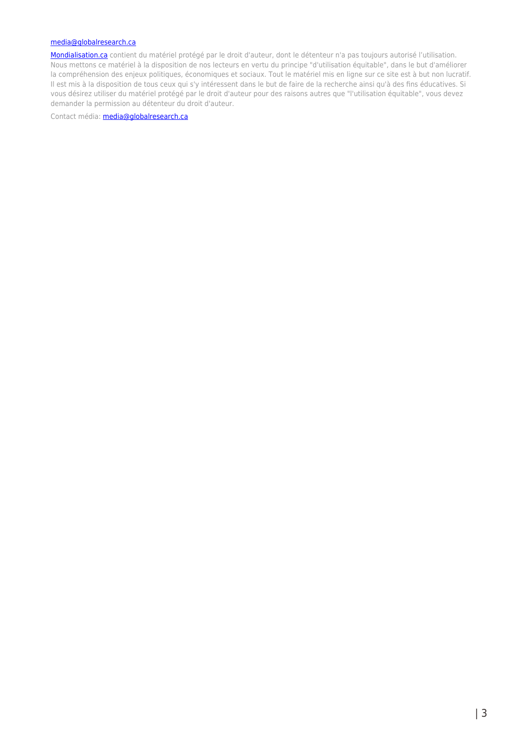media@globalresearch.ca

Mondialisation.ca contient du matériel protégé par le droit d'auteur, dont le détenteur n'a pas toujours autorisé l'utilisation. Nous mettons ce matériel à la disposition de nos lecteurs en vertu du principe "d'utilisation équitable", dans le but d'améliorer la compréhension des enjeux politiques, économiques et sociaux. Tout le matériel mis en ligne sur ce site est à but non lucratif. Il est mis à la disposition de tous ceux qui s'y intéressent dans le but de faire de la recherche ainsi qu'à des fins éducatives. Si vous désirez utiliser du matériel protégé par le droit d'auteur pour des raisons autres que "l'utilisation équitable", vous devez demander la permission au détenteur du droit d'auteur.

Contact média: **media@globalresearch.ca**